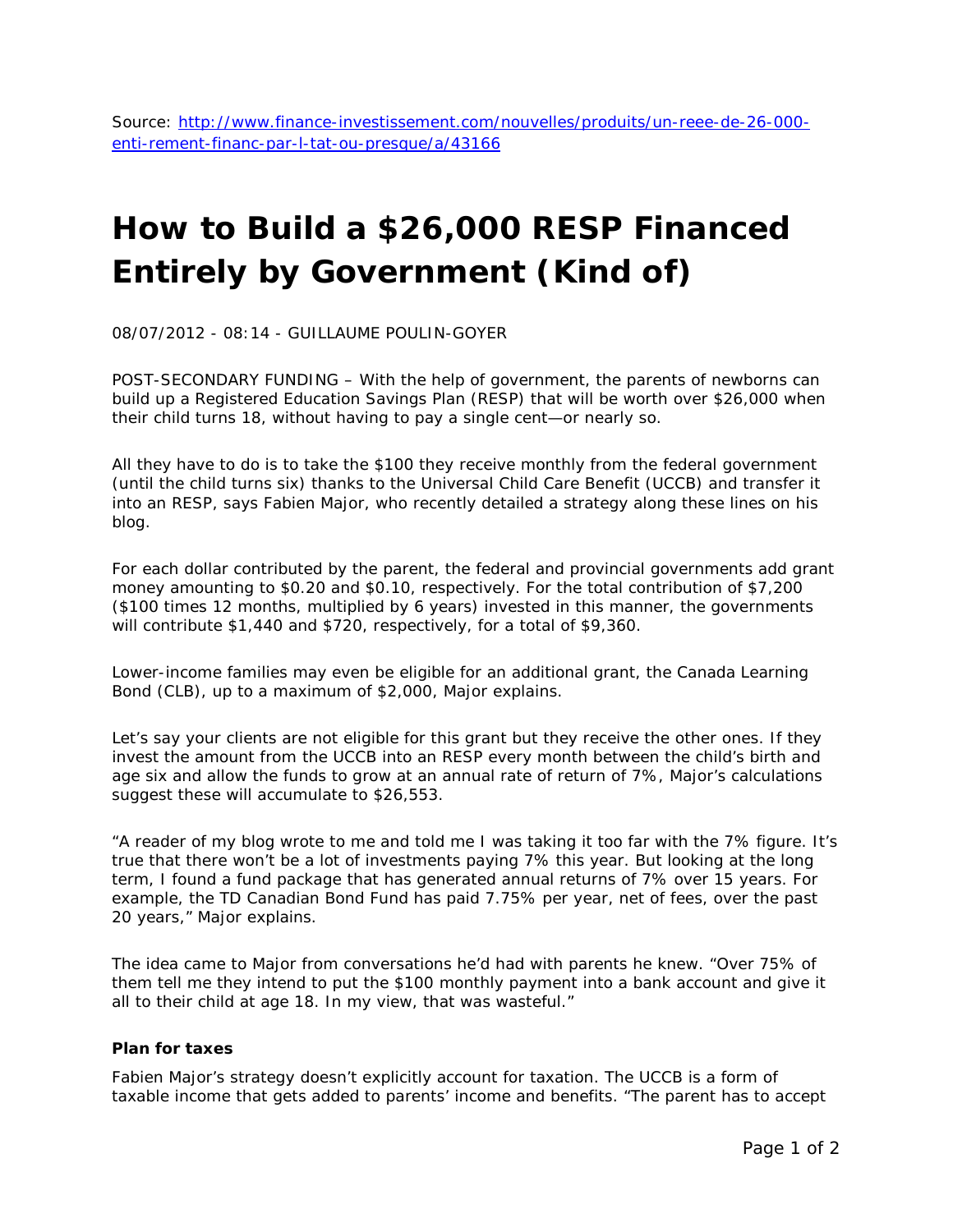Source: [http://www.finance-investissement.com/nouvelles/produits/un-reee-de-26-000-enti-rement-financ-par-l-tat-ou-presque/a/43166](http://www.finance-investissement.com/nouvelles/produits/un-reee-de-26-000-enti-rement-financ-par-l-tat-ou-presque/a/43166)

# How to Build a $26,000 RESP Financed Entirely by Government (Kind of)

08/07/2012 - 08:14 - GUILLAUME POULIN-GOYER

POST-SECONDARY FUNDING – With the help of government, the parents of newborns can build up a Registered Education Savings Plan (RESP) that will be worth over $26,000 when their child turns 18, without having to pay a single cent—or nearly so.

All they have to do is to take the $100 they receive monthly from the federal government (until the child turns six) thanks to the Universal Child Care Benefit (UCCB) and transfer it into an RESP, says Fabien Major, who recently detailed a strategy along these lines on his blog.

For each dollar contributed by the parent, the federal and provincial governments add grant money amounting to $0.20 and $0.10, respectively. For the total contribution of $7,200 ($100 times 12 months, multiplied by 6 years) invested in this manner, the governments will contribute $1,440 and $720, respectively, for a total of $9,360.

Lower-income families may even be eligible for an additional grant, the Canada Learning Bond (CLB), up to a maximum of $2,000, Major explains.

Let's say your clients are not eligible for this grant but they receive the other ones. If they invest the amount from the UCCB into an RESP every month between the child's birth and age six and allow the funds to grow at an annual rate of return of 7%, Major's calculations suggest these will accumulate to $26,553.

"A reader of my blog wrote to me and told me I was taking it too far with the 7% figure. It's true that there won't be a lot of investments paying 7% this year. But looking at the long term, I found a fund package that has generated annual returns of 7% over 15 years. For example, the TD Canadian Bond Fund has paid 7.75% per year, net of fees, over the past 20 years," Major explains.

The idea came to Major from conversations he'd had with parents he knew. "Over 75% of them tell me they intend to put the $100 monthly payment into a bank account and give it all to their child at age 18. In my view, that was wasteful."

**Plan for taxes**

Fabien Major's strategy doesn't explicitly account for taxation. The UCCB is a form of taxable income that gets added to parents' income and benefits. "The parent has to accept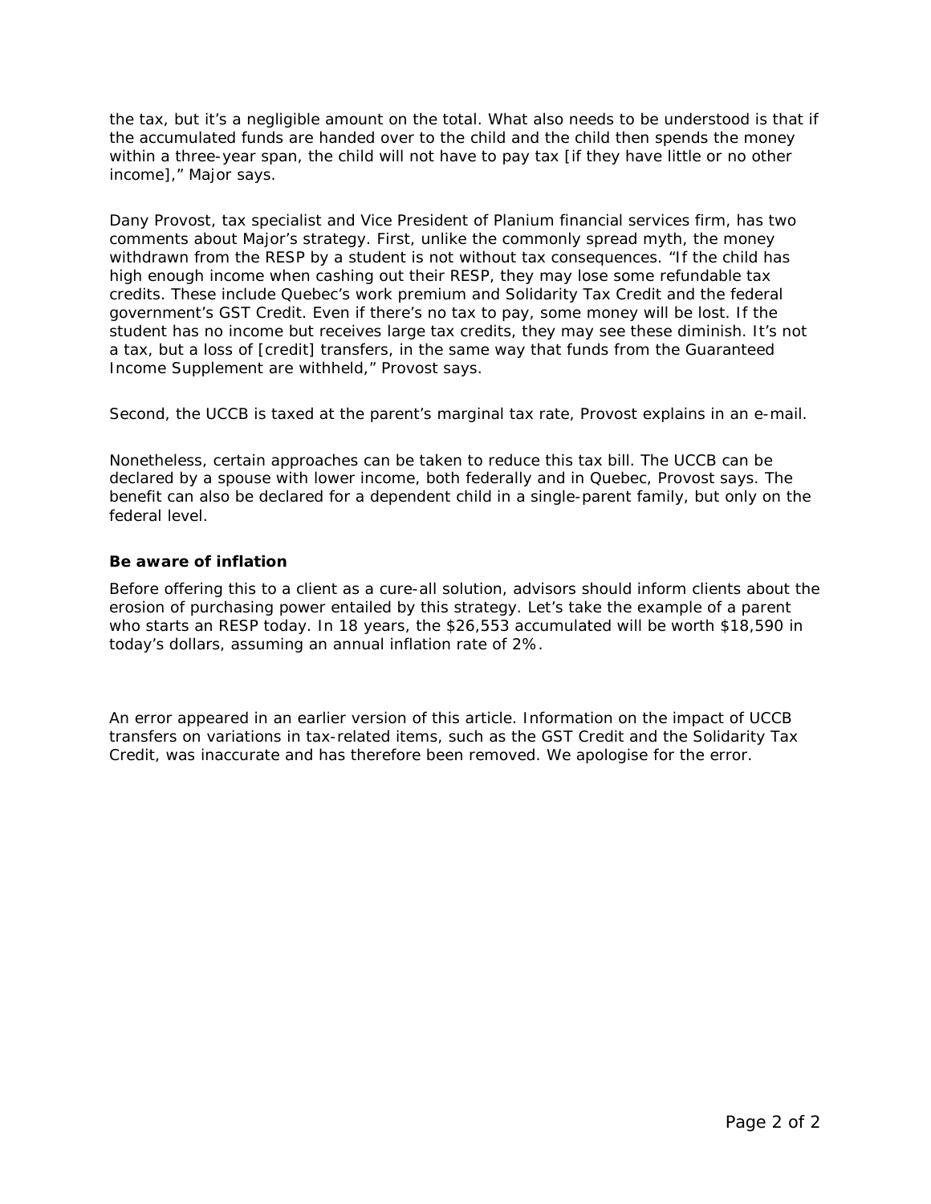the tax, but it's a negligible amount on the total. What also needs to be understood is that if the accumulated funds are handed over to the child and the child then spends the money within a three-year span, the child will not have to pay tax [if they have little or no other income]," Major says.

Dany Provost, tax specialist and Vice President of Planium financial services firm, has two comments about Major's strategy. First, unlike the commonly spread myth, the money withdrawn from the RESP by a student is not without tax consequences. "If the child has high enough income when cashing out their RESP, they may lose some refundable tax credits. These include Quebec's work premium and Solidarity Tax Credit and the federal government's GST Credit. Even if there's no tax to pay, some money will be lost. If the student has no income but receives large tax credits, they may see these diminish. It's not a tax, but a loss of [credit] transfers, in the same way that funds from the Guaranteed Income Supplement are withheld," Provost says.

Second, the UCCB is taxed at the parent's marginal tax rate, Provost explains in an e-mail.

Nonetheless, certain approaches can be taken to reduce this tax bill. The UCCB can be declared by a spouse with lower income, both federally and in Quebec, Provost says. The benefit can also be declared for a dependent child in a single-parent family, but only on the federal level.

**Be aware of inflation**

Before offering this to a client as a cure-all solution, advisors should inform clients about the erosion of purchasing power entailed by this strategy. Let's take the example of a parent who starts an RESP today. In 18 years, the $26,553 accumulated will be worth $18,590 in today's dollars, assuming an annual inflation rate of 2%.

An error appeared in an earlier version of this article. Information on the impact of UCCB transfers on variations in tax-related items, such as the GST Credit and the Solidarity Tax Credit, was inaccurate and has therefore been removed. We apologise for the error.